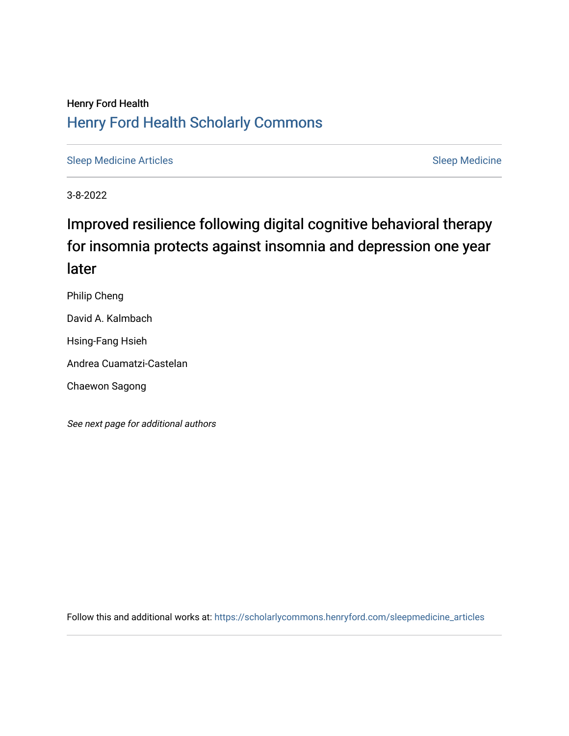Henry Ford Health

## Henry Ford Health Scholarly Commons

Sleep Medicine Articles | Sleep Medicine

3-8-2022

# Improved resilience following digital cognitive behavioral therapy for insomnia protects against insomnia and depression one year later

Philip Cheng

David A. Kalmbach

Hsing-Fang Hsieh

Andrea Cuamatzi-Castelan

Chaewon Sagong

*See next page for additional authors*

Follow this and additional works at: https://scholarlycommons.henryford.com/sleepmedicine_articles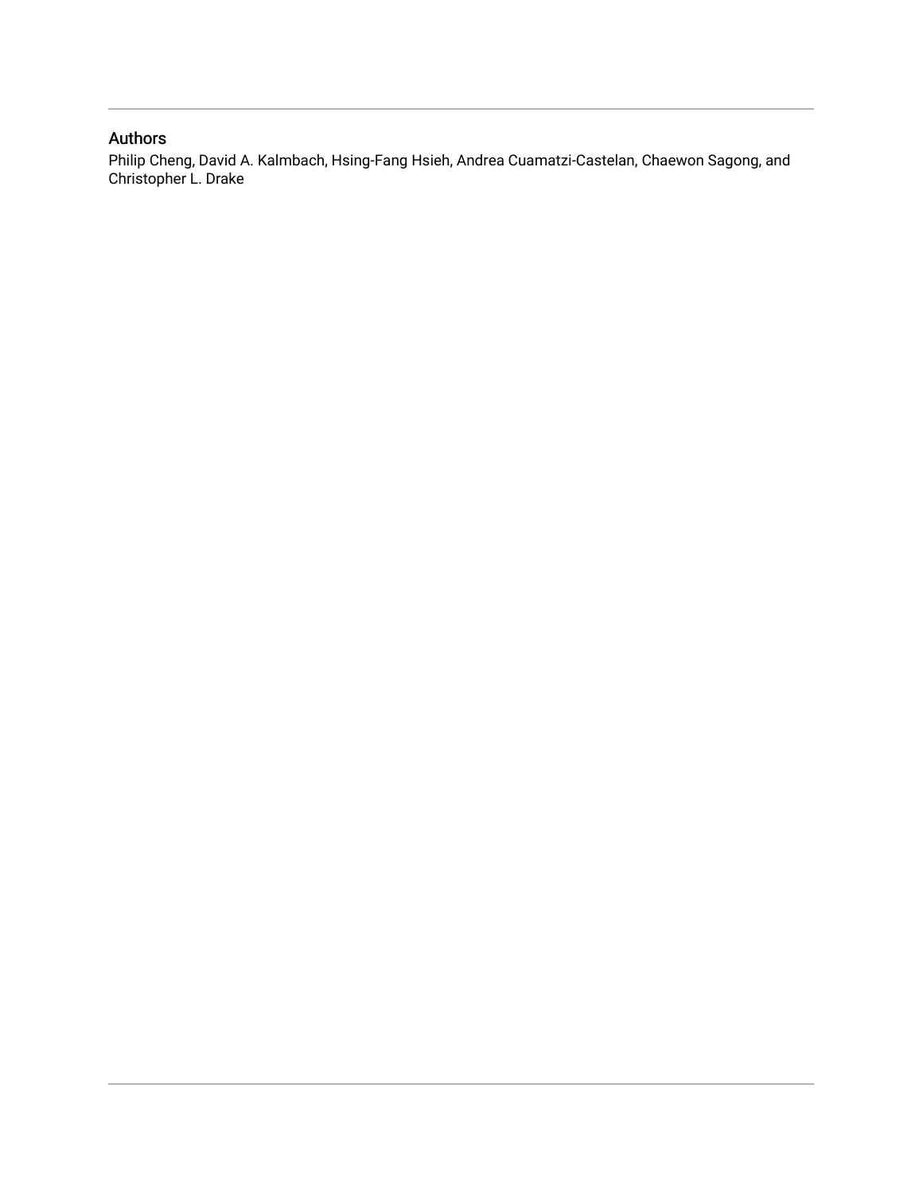## Authors

Philip Cheng, David A. Kalmbach, Hsing-Fang Hsieh, Andrea Cuamatzi-Castelan, Chaewon Sagong, and Christopher L. Drake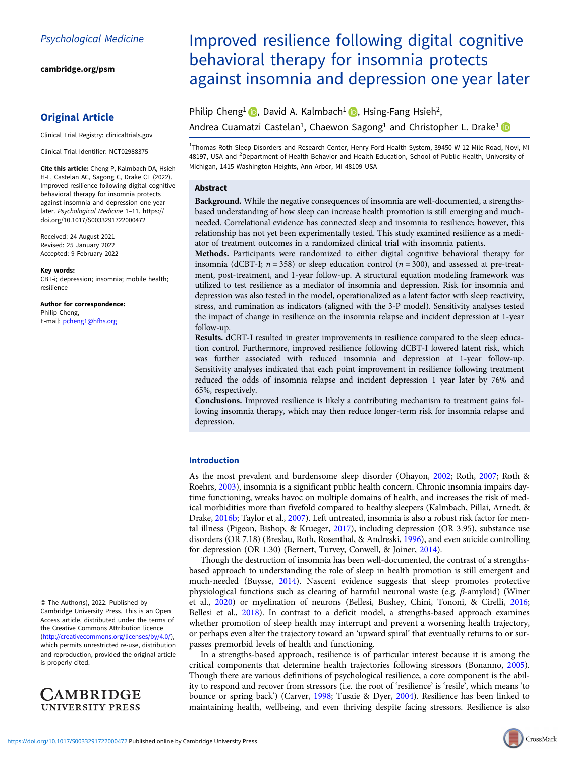Psychological Medicine

cambridge.org/psm

## Original Article

Clinical Trial Registry: clinicaltrials.gov

Clinical Trial Identifier: NCT02988375

**Cite this article:** Cheng P, Kalmbach DA, Hsieh H-F, Castelan AC, Sagong C, Drake CL (2022). Improved resilience following digital cognitive behavioral therapy for insomnia protects against insomnia and depression one year later. *Psychological Medicine* 1–11. https://doi.org/10.1017/S0033291722000472

Received: 24 August 2021
Revised: 25 January 2022
Accepted: 9 February 2022

**Key words:**
CBT-i; depression; insomnia; mobile health; resilience

**Author for correspondence:**
Philip Cheng,
E-mail: pcheng1@hfhs.org

© The Author(s), 2022. Published by Cambridge University Press. This is an Open Access article, distributed under the terms of the Creative Commons Attribution licence (http://creativecommons.org/licenses/by/4.0/), which permits unre-stricted re-use, distribution and reproduction, provided the original article is properly cited.

# Improved resilience following digital cognitive behavioral therapy for insomnia protects against insomnia and depression one year later

Philip Cheng[1], David A. Kalmbach[1], Hsing-Fang Hsieh[2], Andrea Cuamatzi Castelan[1], Chaewon Sagong[1] and Christopher L. Drake[1]

[1]Thomas Roth Sleep Disorders and Research Center, Henry Ford Health System, 39450 W 12 Mile Road, Novi, MI 48197, USA and [2]Department of Health Behavior and Health Education, School of Public Health, University of Michigan, 1415 Washington Heights, Ann Arbor, MI 48109 USA

## Abstract

**Background.** While the negative consequences of insomnia are well-documented, a strengths-based understanding of how sleep can increase health promotion is still emerging and much-needed. Correlational evidence has connected sleep and insomnia to resilience; however, this relationship has not yet been experimentally tested. This study examined resilience as a mediator of treatment outcomes in a randomized clinical trial with insomnia patients.

**Methods.** Participants were randomized to either digital cognitive behavioral therapy for insomnia (dCBT-I; $n = 358$) or sleep education control ($n = 300$), and assessed at pre-treatment, post-treatment, and 1-year follow-up. A structural equation modeling framework was utilized to test resilience as a mediator of insomnia and depression. Risk for insomnia and depression was also tested in the model, operationalized as a latent factor with sleep reactivity, stress, and rumination as indicators (aligned with the 3-P model). Sensitivity analyses tested the impact of change in resilience on the insomnia relapse and incident depression at 1-year follow-up.

**Results.** dCBT-I resulted in greater improvements in resilience compared to the sleep education control. Furthermore, improved resilience following dCBT-I lowered latent risk, which was further associated with reduced insomnia and depression at 1-year follow-up. Sensitivity analyses indicated that each point improvement in resilience following treatment reduced the odds of insomnia relapse and incident depression 1 year later by 76% and 65%, respectively.

**Conclusions.** Improved resilience is likely a contributing mechanism to treatment gains following insomnia therapy, which may then reduce longer-term risk for insomnia relapse and depression.

## Introduction

As the most prevalent and burdensome sleep disorder (Ohayon, 2002; Roth, 2007; Roth & Roehrs, 2003), insomnia is a significant public health concern. Chronic insomnia impairs daytime functioning, wreaks havoc on multiple domains of health, and increases the risk of medical morbidities more than fivefold compared to healthy sleepers (Kalmbach, Pillai, Arnedt, & Drake, 2016b; Taylor et al., 2007). Left untreated, insomnia is also a robust risk factor for mental illness (Pigeon, Bishop, & Krueger, 2017), including depression (OR 3.95), substance use disorders (OR 7.18) (Breslau, Roth, Rosenthal, & Andreski, 1996), and even suicide controlling for depression (OR 1.30) (Bernert, Turvey, Conwell, & Joiner, 2014).

Though the destruction of insomnia has been well-documented, the contrast of a strengths-based approach to understanding the role of sleep in health promotion is still emergent and much-needed (Buysse, 2014). Nascent evidence suggests that sleep promotes protective physiological functions such as clearing of harmful neuronal waste (e.g. $\beta$-amyloid) (Winer et al., 2020) or myelination of neurons (Bellesi, Bushey, Chini, Tononi, & Cirelli, 2016; Bellesi et al., 2018). In contrast to a deficit model, a strengths-based approach examines whether promotion of sleep health may interrupt and prevent a worsening health trajectory, or perhaps even alter the trajectory toward an 'upward spiral' that eventually returns to or surpasses premorbid levels of health and functioning.

In a strengths-based approach, resilience is of particular interest because it is among the critical components that determine health trajectories following stressors (Bonanno, 2005). Though there are various definitions of psychological resilience, a core component is the ability to respond and recover from stressors (i.e. the root of 'resilience' is 'resile', which means 'to bounce or spring back') (Carver, 1998; Tusaie & Dyer, 2004). Resilience has been linked to maintaining health, wellbeing, and even thriving despite facing stressors. Resilience is also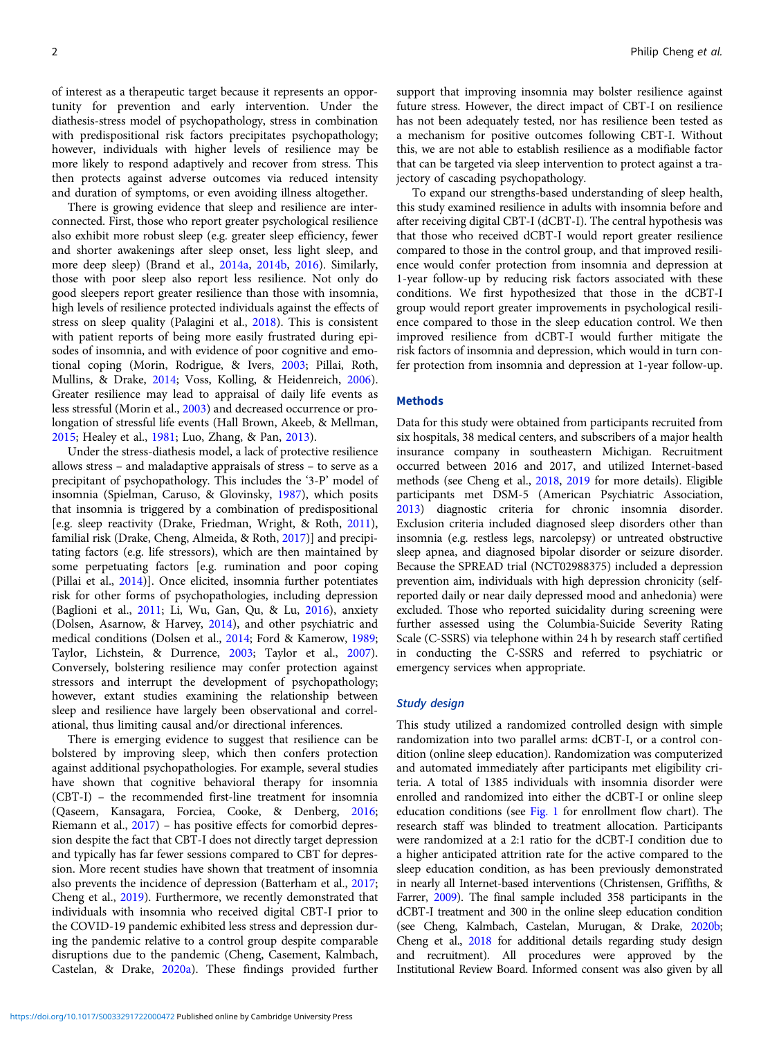of interest as a therapeutic target because it represents an opportunity for prevention and early intervention. Under the diathesis-stress model of psychopathology, stress in combination with predispositional risk factors precipitates psychopathology; however, individuals with higher levels of resilience may be more likely to respond adaptively and recover from stress. This then protects against adverse outcomes via reduced intensity and duration of symptoms, or even avoiding illness altogether.

There is growing evidence that sleep and resilience are interconnected. First, those who report greater psychological resilience also exhibit more robust sleep (e.g. greater sleep efficiency, fewer and shorter awakenings after sleep onset, less light sleep, and more deep sleep) (Brand et al., 2014a, 2014b, 2016). Similarly, those with poor sleep also report less resilience. Not only do good sleepers report greater resilience than those with insomnia, high levels of resilience protected individuals against the effects of stress on sleep quality (Palagini et al., 2018). This is consistent with patient reports of being more easily frustrated during episodes of insomnia, and with evidence of poor cognitive and emotional coping (Morin, Rodrigue, & Ivers, 2003; Pillai, Roth, Mullins, & Drake, 2014; Voss, Kolling, & Heidenreich, 2006). Greater resilience may lead to appraisal of daily life events as less stressful (Morin et al., 2003) and decreased occurrence or prolongation of stressful life events (Hall Brown, Akeeb, & Mellman, 2015; Healey et al., 1981; Luo, Zhang, & Pan, 2013).

Under the stress-diathesis model, a lack of protective resilience allows stress – and maladaptive appraisals of stress – to serve as a precipitant of psychopathology. This includes the '3-P' model of insomnia (Spielman, Caruso, & Glovinsky, 1987), which posits that insomnia is triggered by a combination of predispositional [e.g. sleep reactivity (Drake, Friedman, Wright, & Roth, 2011), familial risk (Drake, Cheng, Almeida, & Roth, 2017)] and precipitating factors (e.g. life stressors), which are then maintained by some perpetuating factors [e.g. rumination and poor coping (Pillai et al., 2014)]. Once elicited, insomnia further potentiates risk for other forms of psychopathologies, including depression (Baglioni et al., 2011; Li, Wu, Gan, Qu, & Lu, 2016), anxiety (Dolsen, Asarnow, & Harvey, 2014), and other psychiatric and medical conditions (Dolsen et al., 2014; Ford & Kamerow, 1989; Taylor, Lichstein, & Durrence, 2003; Taylor et al., 2007). Conversely, bolstering resilience may confer protection against stressors and interrupt the development of psychopathology; however, extant studies examining the relationship between sleep and resilience have largely been observational and correlational, thus limiting causal and/or directional inferences.

There is emerging evidence to suggest that resilience can be bolstered by improving sleep, which then confers protection against additional psychopathologies. For example, several studies have shown that cognitive behavioral therapy for insomnia (CBT-I) – the recommended first-line treatment for insomnia (Qaseem, Kansagara, Forciea, Cooke, & Denberg, 2016; Riemann et al., 2017) – has positive effects for comorbid depression despite the fact that CBT-I does not directly target depression and typically has far fewer sessions compared to CBT for depression. More recent studies have shown that treatment of insomnia also prevents the incidence of depression (Batterham et al., 2017; Cheng et al., 2019). Furthermore, we recently demonstrated that individuals with insomnia who received digital CBT-I prior to the COVID-19 pandemic exhibited less stress and depression during the pandemic relative to a control group despite comparable disruptions due to the pandemic (Cheng, Casement, Kalmbach, Castelan, & Drake, 2020a). These findings provided further support that improving insomnia may bolster resilience against future stress. However, the direct impact of CBT-I on resilience has not been adequately tested, nor has resilience been tested as a mechanism for positive outcomes following CBT-I. Without this, we are not able to establish resilience as a modifiable factor that can be targeted via sleep intervention to protect against a trajectory of cascading psychopathology.

To expand our strengths-based understanding of sleep health, this study examined resilience in adults with insomnia before and after receiving digital CBT-I (dCBT-I). The central hypothesis was that those who received dCBT-I would report greater resilience compared to those in the control group, and that improved resilience would confer protection from insomnia and depression at 1-year follow-up by reducing risk factors associated with these conditions. We first hypothesized that those in the dCBT-I group would report greater improvements in psychological resilience compared to those in the sleep education control. We then improved resilience from dCBT-I would further mitigate the risk factors of insomnia and depression, which would in turn confer protection from insomnia and depression at 1-year follow-up.

## Methods

Data for this study were obtained from participants recruited from six hospitals, 38 medical centers, and subscribers of a major health insurance company in southeastern Michigan. Recruitment occurred between 2016 and 2017, and utilized Internet-based methods (see Cheng et al., 2018, 2019 for more details). Eligible participants met DSM-5 (American Psychiatric Association, 2013) diagnostic criteria for chronic insomnia disorder. Exclusion criteria included diagnosed sleep disorders other than insomnia (e.g. restless legs, narcolepsy) or untreated obstructive sleep apnea, and diagnosed bipolar disorder or seizure disorder. Because the SPREAD trial (NCT02988375) included a depression prevention aim, individuals with high depression chronicity (self-reported daily or near daily depressed mood and anhedonia) were excluded. Those who reported suicidality during screening were further assessed using the Columbia-Suicide Severity Rating Scale (C-SSRS) via telephone within 24 h by research staff certified in conducting the C-SSRS and referred to psychiatric or emergency services when appropriate.

### *Study design*

This study utilized a randomized controlled design with simple randomization into two parallel arms: dCBT-I, or a control condition (online sleep education). Randomization was computerized and automated immediately after participants met eligibility criteria. A total of 1385 individuals with insomnia disorder were enrolled and randomized into either the dCBT-I or online sleep education conditions (see Fig. 1 for enrollment flow chart). The research staff was blinded to treatment allocation. Participants were randomized at a 2:1 ratio for the dCBT-I condition due to a higher anticipated attrition rate for the active compared to the sleep education condition, as has been previously demonstrated in nearly all Internet-based interventions (Christensen, Griffiths, & Farrer, 2009). The final sample included 358 participants in the dCBT-I treatment and 300 in the online sleep education condition (see Cheng, Kalmbach, Castelan, Murugan, & Drake, 2020b; Cheng et al., 2018 for additional details regarding study design and recruitment). All procedures were approved by the Institutional Review Board. Informed consent was also given by all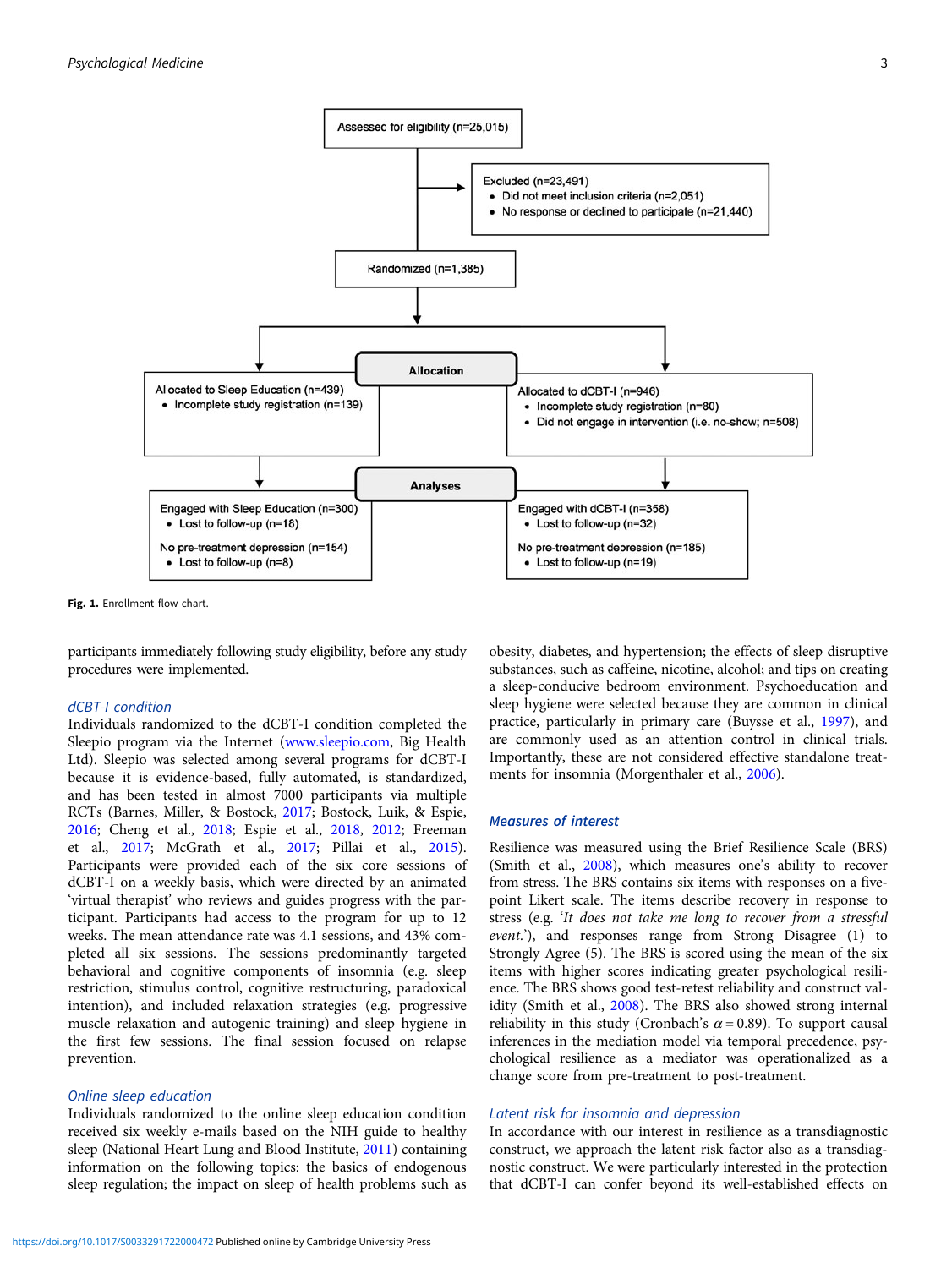Assessed for eligibility (n=25,015)

Excluded (n=23,491)
- Did not meet inclusion criteria (n=2,051)
- No response or declined to participate (n=21,440)

Randomized (n=1,385)

**Allocation**

Allocated to Sleep Education (n=439)
- Incomplete study registration (n=139)

Allocated to dCBT-I (n=946)
- Incomplete study registration (n=80)
- Did not engage in intervention (i.e. no-show; n=508)

**Analyses**

Engaged with Sleep Education (n=300)
- Lost to follow-up (n=18)

No pre-treatment depression (n=154)
- Lost to follow-up (n=8)

Engaged with dCBT-I (n=358)
- Lost to follow-up (n=32)

No pre-treatment depression (n=185)
- Lost to follow-up (n=19)

**Fig. 1.** Enrollment flow chart.

participants immediately following study eligibility, before any study procedures were implemented.

### dCBT-I condition

Individuals randomized to the dCBT-I condition completed the Sleepio program via the Internet (www.sleepio.com, Big Health Ltd). Sleepio was selected among several programs for dCBT-I because it is evidence-based, fully automated, is standardized, and has been tested in almost 7000 participants via multiple RCTs (Barnes, Miller, & Bostock, 2017; Bostock, Luik, & Espie, 2016; Cheng et al., 2018; Espie et al., 2018, 2012; Freeman et al., 2017; McGrath et al., 2017; Pillai et al., 2015). Participants were provided each of the six core sessions of dCBT-I on a weekly basis, which were directed by an animated 'virtual therapist' who reviews and guides progress with the participant. Participants had access to the program for up to 12 weeks. The mean attendance rate was 4.1 sessions, and 43% completed all six sessions. The sessions predominantly targeted behavioral and cognitive components of insomnia (e.g. sleep restriction, stimulus control, cognitive restructuring, paradoxical intention), and included relaxation strategies (e.g. progressive muscle relaxation and autogenic training) and sleep hygiene in the first few sessions. The final session focused on relapse prevention.

### Online sleep education

Individuals randomized to the online sleep education condition received six weekly e-mails based on the NIH guide to healthy sleep (National Heart Lung and Blood Institute, 2011) containing information on the following topics: the basics of endogenous sleep regulation; the impact on sleep of health problems such as obesity, diabetes, and hypertension; the effects of sleep disruptive substances, such as caffeine, nicotine, alcohol; and tips on creating a sleep-conducive bedroom environment. Psychoeducation and sleep hygiene were selected because they are common in clinical practice, particularly in primary care (Buysse et al., 1997), and are commonly used as an attention control in clinical trials. Importantly, these are not considered effective standalone treatments for insomnia (Morgenthaler et al., 2006).

### Measures of interest

Resilience was measured using the Brief Resilience Scale (BRS) (Smith et al., 2008), which measures one's ability to recover from stress. The BRS contains six items with responses on a five-point Likert scale. The items describe recovery in response to stress (e.g. '*It does not take me long to recover from a stressful event.*'), and responses range from Strong Disagree (1) to Strongly Agree (5). The BRS is scored using the mean of the six items with higher scores indicating greater psychological resilience. The BRS shows good test-retest reliability and construct validity (Smith et al., 2008). The BRS also showed strong internal reliability in this study (Cronbach's $\alpha = 0.89$). To support causal inferences in the mediation model via temporal precedence, psychological resilience as a mediator was operationalized as a change score from pre-treatment to post-treatment.

### Latent risk for insomnia and depression

In accordance with our interest in resilience as a transdiagnostic construct, we approach the latent risk factor also as a transdiagnostic construct. We were particularly interested in the protection that dCBT-I can confer beyond its well-established effects on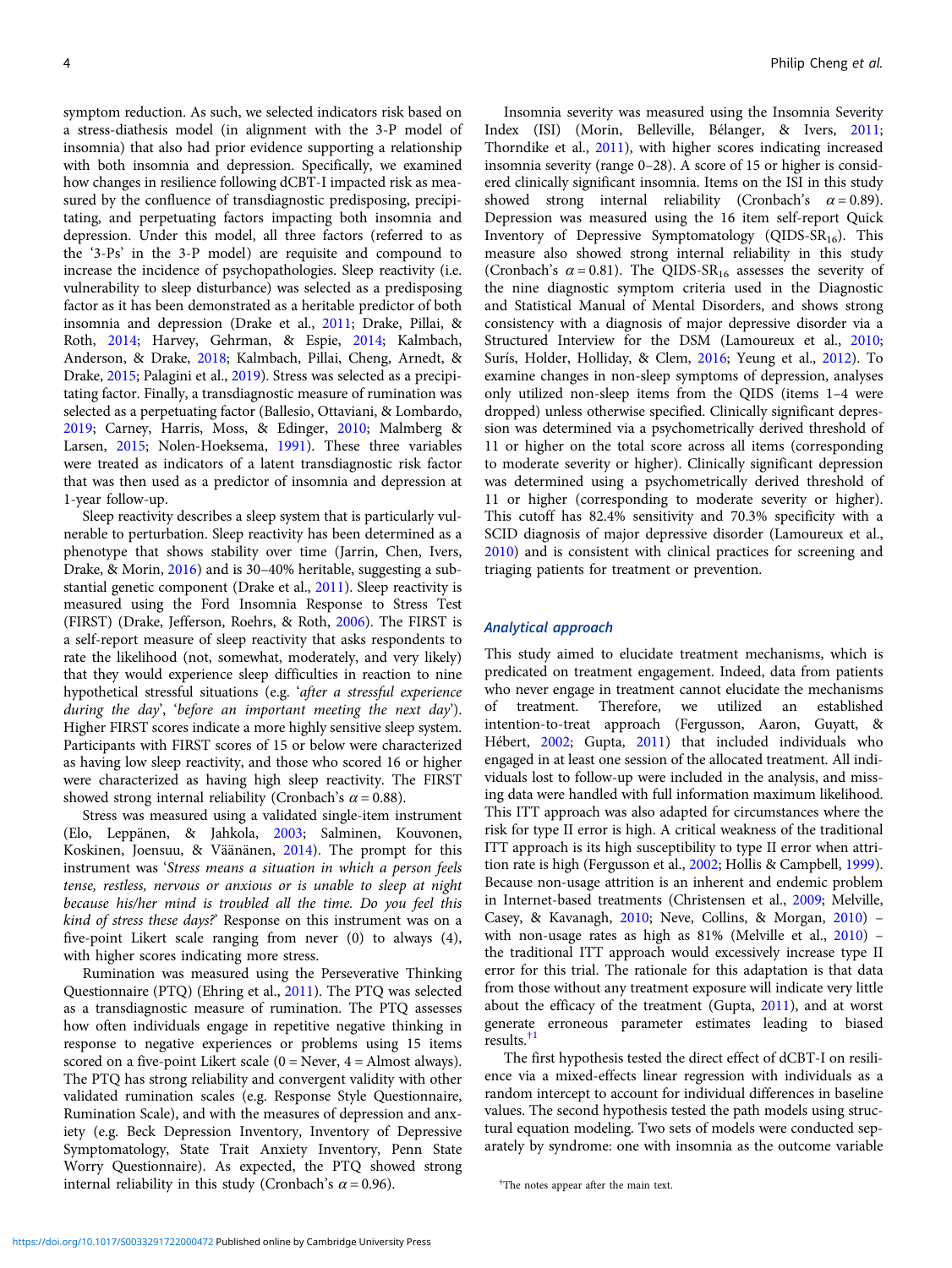symptom reduction. As such, we selected indicators risk based on a stress-diathesis model (in alignment with the 3-P model of insomnia) that also had prior evidence supporting a relationship with both insomnia and depression. Specifically, we examined how changes in resilience following dCBT-I impacted risk as measured by the confluence of transdiagnostic predisposing, precipitating, and perpetuating factors impacting both insomnia and depression. Under this model, all three factors (referred to as the '3-Ps' in the 3-P model) are requisite and compound to increase the incidence of psychopathologies. Sleep reactivity (i.e. vulnerability to sleep disturbance) was selected as a predisposing factor as it has been demonstrated as a heritable predictor of both insomnia and depression (Drake et al., 2011; Drake, Pillai, & Roth, 2014; Harvey, Gehrman, & Espie, 2014; Kalmbach, Anderson, & Drake, 2018; Kalmbach, Pillai, Cheng, Arnedt, & Drake, 2015; Palagini et al., 2019). Stress was selected as a precipitating factor. Finally, a transdiagnostic measure of rumination was selected as a perpetuating factor (Ballesio, Ottaviani, & Lombardo, 2019; Carney, Harris, Moss, & Edinger, 2010; Malmberg & Larsen, 2015; Nolen-Hoeksema, 1991). These three variables were treated as indicators of a latent transdiagnostic risk factor that was then used as a predictor of insomnia and depression at 1-year follow-up.

Sleep reactivity describes a sleep system that is particularly vulnerable to perturbation. Sleep reactivity has been determined as a phenotype that shows stability over time (Jarrin, Chen, Ivers, Drake, & Morin, 2016) and is 30–40% heritable, suggesting a substantial genetic component (Drake et al., 2011). Sleep reactivity is measured using the Ford Insomnia Response to Stress Test (FIRST) (Drake, Jefferson, Roehrs, & Roth, 2006). The FIRST is a self-report measure of sleep reactivity that asks respondents to rate the likelihood (not, somewhat, moderately, and very likely) that they would experience sleep difficulties in reaction to nine hypothetical stressful situations (e.g. '*after a stressful experience during the day*', '*before an important meeting the next day*'). Higher FIRST scores indicate a more highly sensitive sleep system. Participants with FIRST scores of 15 or below were characterized as having low sleep reactivity, and those who scored 16 or higher were characterized as having high sleep reactivity. The FIRST showed strong internal reliability (Cronbach's $\alpha = 0.88$).

Stress was measured using a validated single-item instrument (Elo, Leppänen, & Jahkola, 2003; Salminen, Kouvonen, Koskinen, Joensuu, & Väänänen, 2014). The prompt for this instrument was '*Stress means a situation in which a person feels tense, restless, nervous or anxious or is unable to sleep at night because his/her mind is troubled all the time. Do you feel this kind of stress these days?*' Response on this instrument was on a five-point Likert scale ranging from never (0) to always (4), with higher scores indicating more stress.

Rumination was measured using the Perseverative Thinking Questionnaire (PTQ) (Ehring et al., 2011). The PTQ was selected as a transdiagnostic measure of rumination. The PTQ assesses how often individuals engage in repetitive negative thinking in response to negative experiences or problems using 15 items scored on a five-point Likert scale (0 = Never, 4 = Almost always). The PTQ has strong reliability and convergent validity with other validated rumination scales (e.g. Response Style Questionnaire, Rumination Scale), and with the measures of depression and anxiety (e.g. Beck Depression Inventory, Inventory of Depressive Symptomatology, State Trait Anxiety Inventory, Penn State Worry Questionnaire). As expected, the PTQ showed strong internal reliability in this study (Cronbach's $\alpha = 0.96$).

Insomnia severity was measured using the Insomnia Severity Index (ISI) (Morin, Belleville, Bélanger, & Ivers, 2011; Thorndike et al., 2011), with higher scores indicating increased insomnia severity (range 0–28). A score of 15 or higher is considered clinically significant insomnia. Items on the ISI in this study showed strong internal reliability (Cronbach's $\alpha = 0.89$). Depression was measured using the 16 item self-report Quick Inventory of Depressive Symptomatology (QIDS-$SR_{16}$). This measure also showed strong internal reliability in this study (Cronbach's $\alpha = 0.81$). The QIDS-$SR_{16}$ assesses the severity of the nine diagnostic symptom criteria used in the Diagnostic and Statistical Manual of Mental Disorders, and shows strong consistency with a diagnosis of major depressive disorder via a Structured Interview for the DSM (Lamoureux et al., 2010; Surís, Holder, Holliday, & Clem, 2016; Yeung et al., 2012). To examine changes in non-sleep symptoms of depression, analyses only utilized non-sleep items from the QIDS (items 1–4 were dropped) unless otherwise specified. Clinically significant depression was determined via a psychometrically derived threshold of 11 or higher on the total score across all items (corresponding to moderate severity or higher). Clinically significant depression was determined using a psychometrically derived threshold of 11 or higher (corresponding to moderate severity or higher). This cutoff has 82.4% sensitivity and 70.3% specificity with a SCID diagnosis of major depressive disorder (Lamoureux et al., 2010) and is consistent with clinical practices for screening and triaging patients for treatment or prevention.

### Analytical approach

This study aimed to elucidate treatment mechanisms, which is predicated on treatment engagement. Indeed, data from patients who never engage in treatment cannot elucidate the mechanisms of treatment. Therefore, we utilized an established intention-to-treat approach (Fergusson, Aaron, Guyatt, & Hébert, 2002; Gupta, 2011) that included individuals who engaged in at least one session of the allocated treatment. All individuals lost to follow-up were included in the analysis, and missing data were handled with full information maximum likelihood. This ITT approach was also adapted for circumstances where the risk for type II error is high. A critical weakness of the traditional ITT approach is its high susceptibility to type II error when attrition rate is high (Fergusson et al., 2002; Hollis & Campbell, 1999). Because non-usage attrition is an inherent and endemic problem in Internet-based treatments (Christensen et al., 2009; Melville, Casey, & Kavanagh, 2010; Neve, Collins, & Morgan, 2010) – with non-usage rates as high as 81% (Melville et al., 2010) – the traditional ITT approach would excessively increase type II error for this trial. The rationale for this adaptation is that data from those without any treatment exposure will indicate very little about the efficacy of the treatment (Gupta, 2011), and at worst generate erroneous parameter estimates leading to biased results.[†1]

The first hypothesis tested the direct effect of dCBT-I on resilience via a mixed-effects linear regression with individuals as a random intercept to account for individual differences in baseline values. The second hypothesis tested the path models using structural equation modeling. Two sets of models were conducted separately by syndrome: one with insomnia as the outcome variable

[†]The notes appear after the main text.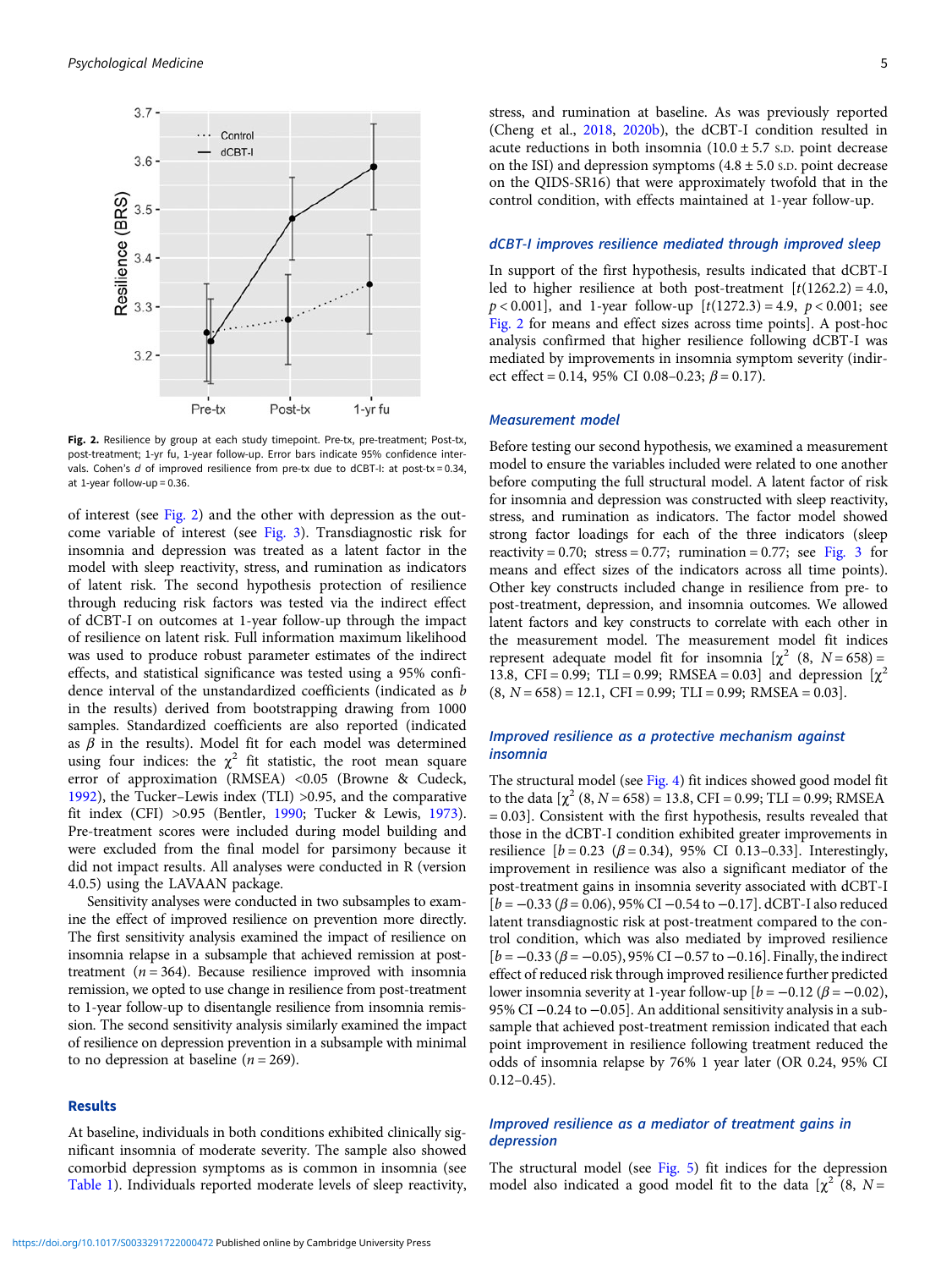Fig. 2. Resilience by group at each study timepoint. Pre-tx, pre-treatment; Post-tx, post-treatment; 1-yr fu, 1-year follow-up. Error bars indicate 95% confidence intervals. Cohen's $d$ of improved resilience from pre-tx due to dCBT-I: at post-tx = 0.34, at 1-year follow-up = 0.36.

of interest (see Fig. 2) and the other with depression as the outcome variable of interest (see Fig. 3). Transdiagnostic risk for insomnia and depression was treated as a latent factor in the model with sleep reactivity, stress, and rumination as indicators of latent risk. The second hypothesis protection of resilience through reducing risk factors was tested via the indirect effect of dCBT-I on outcomes at 1-year follow-up through the impact of resilience on latent risk. Full information maximum likelihood was used to produce robust parameter estimates of the indirect effects, and statistical significance was tested using a 95% confidence interval of the unstandardized coefficients (indicated as $b$ in the results) derived from bootstrapping drawing from 1000 samples. Standardized coefficients are also reported (indicated as $\beta$ in the results). Model fit for each model was determined using four indices: the $\chi^2$ fit statistic, the root mean square error of approximation (RMSEA) <0.05 (Browne & Cudeck, 1992), the Tucker–Lewis index (TLI) >0.95, and the comparative fit index (CFI) >0.95 (Bentler, 1990; Tucker & Lewis, 1973). Pre-treatment scores were included during model building and were excluded from the final model for parsimony because it did not impact results. All analyses were conducted in R (version 4.0.5) using the LAVAAN package.

Sensitivity analyses were conducted in two subsamples to examine the effect of improved resilience on prevention more directly. The first sensitivity analysis examined the impact of resilience on insomnia relapse in a subsample that achieved remission at post-treatment ($n$ = 364). Because resilience improved with insomnia remission, we opted to use change in resilience from post-treatment to 1-year follow-up to disentangle resilience from insomnia remission. The second sensitivity analysis similarly examined the impact of resilience on depression prevention in a subsample with minimal to no depression at baseline ($n$ = 269).

## Results

At baseline, individuals in both conditions exhibited clinically significant insomnia of moderate severity. The sample also showed comorbid depression symptoms as is common in insomnia (see Table 1). Individuals reported moderate levels of sleep reactivity, stress, and rumination at baseline. As was previously reported (Cheng et al., 2018, 2020b), the dCBT-I condition resulted in acute reductions in both insomnia (10.0 ± 5.7 S.D. point decrease on the ISI) and depression symptoms (4.8 ± 5.0 S.D. point decrease on the QIDS-SR16) that were approximately twofold that in the control condition, with effects maintained at 1-year follow-up.

### *dCBT-I improves resilience mediated through improved sleep*

In support of the first hypothesis, results indicated that dCBT-I led to higher resilience at both post-treatment [$t(1262.2) = 4.0$, $p < 0.001$], and 1-year follow-up [$t(1272.3) = 4.9$, $p < 0.001$; see Fig. 2 for means and effect sizes across time points]. A post-hoc analysis confirmed that higher resilience following dCBT-I was mediated by improvements in insomnia symptom severity (indirect effect = 0.14, 95% CI 0.08–0.23; $\beta$ = 0.17).

### *Measurement model*

Before testing our second hypothesis, we examined a measurement model to ensure the variables included were related to one another before computing the full structural model. A latent factor of risk for insomnia and depression was constructed with sleep reactivity, stress, and rumination as indicators. The factor model showed strong factor loadings for each of the three indicators (sleep reactivity = 0.70; stress = 0.77; rumination = 0.77; see Fig. 3 for means and effect sizes of the indicators across all time points). Other key constructs included change in resilience from pre- to post-treatment, depression, and insomnia outcomes. We allowed latent factors and key constructs to correlate with each other in the measurement model. The measurement model fit indices represent adequate model fit for insomnia [$\chi^2$ (8, $N$ = 658) = 13.8, CFI = 0.99; TLI = 0.99; RMSEA = 0.03] and depression [$\chi^2$ (8, $N$ = 658) = 12.1, CFI = 0.99; TLI = 0.99; RMSEA = 0.03].

### *Improved resilience as a protective mechanism against insomnia*

The structural model (see Fig. 4) fit indices showed good model fit to the data [$\chi^2$ (8, $N$ = 658) = 13.8, CFI = 0.99; TLI = 0.99; RMSEA = 0.03]. Consistent with the first hypothesis, results revealed that those in the dCBT-I condition exhibited greater improvements in resilience [$b$ = 0.23 ($\beta$ = 0.34), 95% CI 0.13–0.33]. Interestingly, improvement in resilience was also a significant mediator of the post-treatment gains in insomnia severity associated with dCBT-I [$b$ = −0.33 ($\beta$ = 0.06), 95% CI −0.54 to −0.17]. dCBT-I also reduced latent transdiagnostic risk at post-treatment compared to the control condition, which was also mediated by improved resilience [$b$ = −0.33 ($\beta$ = −0.05), 95% CI −0.57 to −0.16]. Finally, the indirect effect of reduced risk through improved resilience further predicted lower insomnia severity at 1-year follow-up [$b$ = −0.12 ($\beta$ = −0.02), 95% CI −0.24 to −0.05]. An additional sensitivity analysis in a subsample that achieved post-treatment remission indicated that each point improvement in resilience following treatment reduced the odds of insomnia relapse by 76% 1 year later (OR 0.24, 95% CI 0.12–0.45).

### *Improved resilience as a mediator of treatment gains in depression*

The structural model (see Fig. 5) fit indices for the depression model also indicated a good model fit to the data [$\chi^2$ (8, $N$ =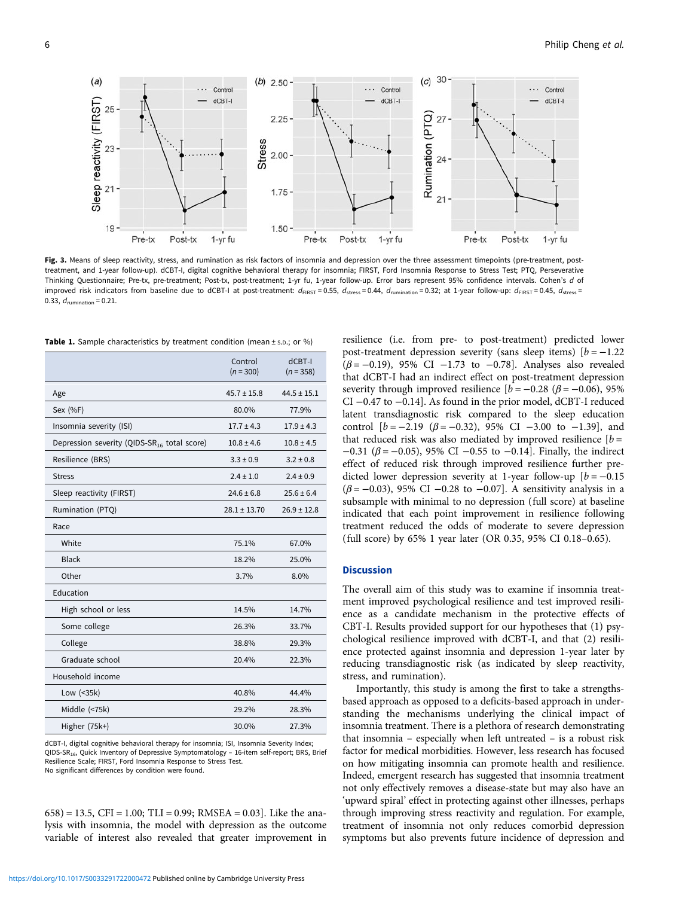Fig. 3. Means of sleep reactivity, stress, and rumination as risk factors of insomnia and depression over the three assessment timepoints (pre-treatment, post-treatment, and 1-year follow-up). dCBT-I, digital cognitive behavioral therapy for insomnia; FIRST, Ford Insomnia Response to Stress Test; PTQ, Perseverative Thinking Questionnaire; Pre-tx, pre-treatment; Post-tx, post-treatment; 1-yr fu, 1-year follow-up. Error bars represent 95% confidence intervals. Cohen's $d$ of improved risk indicators from baseline due to dCBT-I at post-treatment: $d_{FIRST} = 0.55$, $d_{stress} = 0.44$, $d_{rumination} = 0.32$; at 1-year follow-up: $d_{FIRST} = 0.45$, $d_{stress} = 0.33$, $d_{rumination} = 0.21$.

**Table 1.** Sample characteristics by treatment condition (mean ± S.D.; or %)

| | Control ($n$ = 300) | dCBT-I ($n$ = 358) |
|---|---|---|
| Age | 45.7 ± 15.8 | 44.5 ± 15.1 |
| Sex (%F) | 80.0% | 77.9% |
| Insomnia severity (ISI) | 17.7 ± 4.3 | 17.9 ± 4.3 |
| Depression severity (QIDS-$SR_{16}$ total score) | 10.8 ± 4.6 | 10.8 ± 4.5 |
| Resilience (BRS) | 3.3 ± 0.9 | 3.2 ± 0.8 |
| Stress | 2.4 ± 1.0 | 2.4 ± 0.9 |
| Sleep reactivity (FIRST) | 24.6 ± 6.8 | 25.6 ± 6.4 |
| Rumination (PTQ) | 28.1 ± 13.70 | 26.9 ± 12.8 |
| Race | | |
| White | 75.1% | 67.0% |
| Black | 18.2% | 25.0% |
| Other | 3.7% | 8.0% |
| Education | | |
| High school or less | 14.5% | 14.7% |
| Some college | 26.3% | 33.7% |
| College | 38.8% | 29.3% |
| Graduate school | 20.4% | 22.3% |
| Household income | | |
| Low (<35k) | 40.8% | 44.4% |
| Middle (<75k) | 29.2% | 28.3% |
| Higher (75k+) | 30.0% | 27.3% |

dCBT-I, digital cognitive behavioral therapy for insomnia; ISI, Insomnia Severity Index; QIDS-$SR_{16}$, Quick Inventory of Depressive Symptomatology – 16-item self-report; BRS, Brief Resilience Scale; FIRST, Ford Insomnia Response to Stress Test.
No significant differences by condition were found.

658) = 13.5, CFI = 1.00; TLI = 0.99; RMSEA = 0.03]. Like the analysis with insomnia, the model with depression as the outcome variable of interest also revealed that greater improvement in resilience (i.e. from pre- to post-treatment) predicted lower post-treatment depression severity (sans sleep items) [$b = -1.22$ ($\beta = -0.19$), 95% CI −1.73 to −0.78]. Analyses also revealed that dCBT-I had an indirect effect on post-treatment depression severity through improved resilience [$b = -0.28$ ($\beta = -0.06$), 95% CI −0.47 to −0.14]. As found in the prior model, dCBT-I reduced latent transdiagnostic risk compared to the sleep education control [$b = -2.19$ ($\beta = -0.32$), 95% CI −3.00 to −1.39], and that reduced risk was also mediated by improved resilience [$b = -0.31$ ($\beta = -0.05$), 95% CI −0.55 to −0.14]. Finally, the indirect effect of reduced risk through improved resilience further predicted lower depression severity at 1-year follow-up [$b = -0.15$ ($\beta = -0.03$), 95% CI −0.28 to −0.07]. A sensitivity analysis in a subsample with minimal to no depression (full score) at baseline indicated that each point improvement in resilience following treatment reduced the odds of moderate to severe depression (full score) by 65% 1 year later (OR 0.35, 95% CI 0.18–0.65).

## Discussion

The overall aim of this study was to examine if insomnia treatment improved psychological resilience and test improved resilience as a candidate mechanism in the protective effects of CBT-I. Results provided support for our hypotheses that (1) psychological resilience improved with dCBT-I, and that (2) resilience protected against insomnia and depression 1-year later by reducing transdiagnostic risk (as indicated by sleep reactivity, stress, and rumination).

Importantly, this study is among the first to take a strengths-based approach as opposed to a deficits-based approach in understanding the mechanisms underlying the clinical impact of insomnia treatment. There is a plethora of research demonstrating that insomnia – especially when left untreated – is a robust risk factor for medical morbidities. However, less research has focused on how mitigating insomnia can promote health and resilience. Indeed, emergent research has suggested that insomnia treatment not only effectively removes a disease-state but may also have an 'upward spiral' effect in protecting against other illnesses, perhaps through improving stress reactivity and regulation. For example, treatment of insomnia not only reduces comorbid depression symptoms but also prevents future incidence of depression and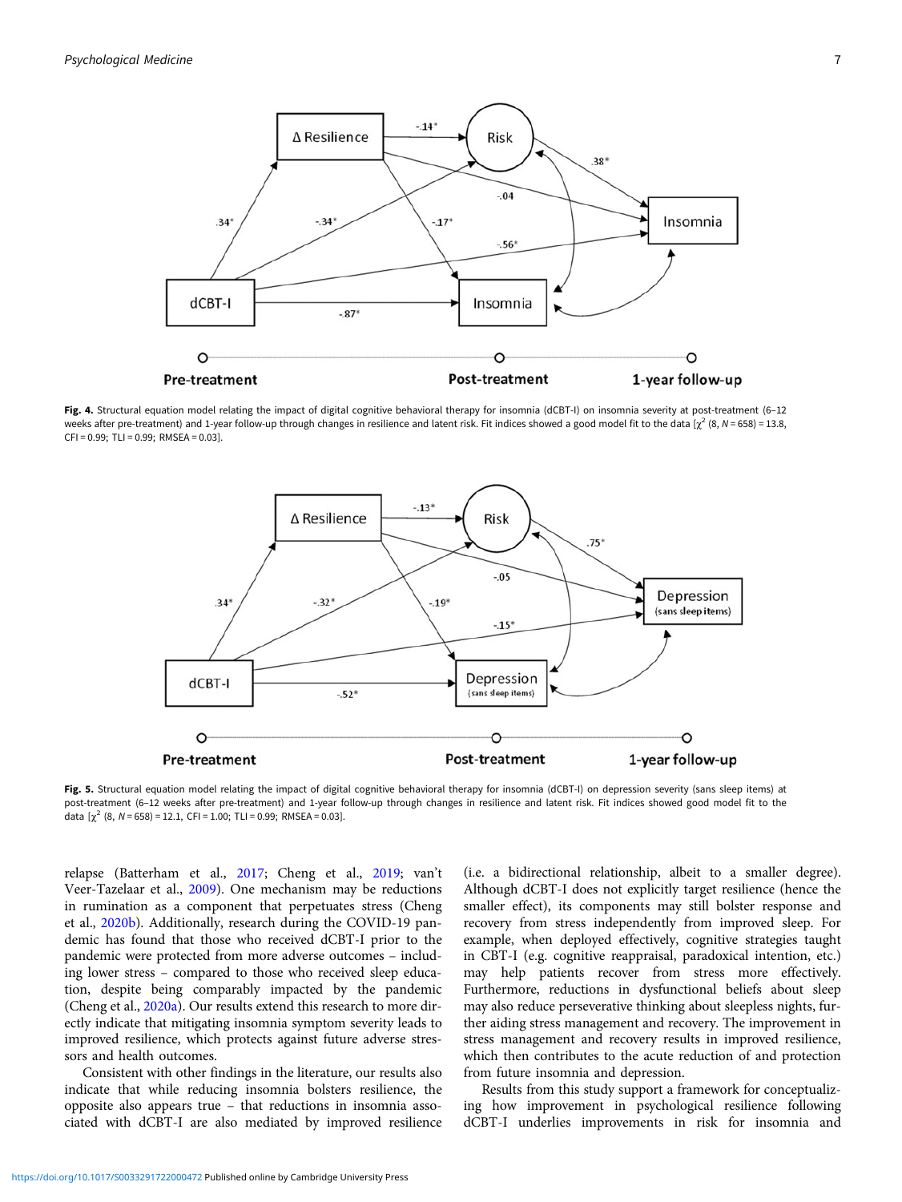Fig. 4. Structural equation model relating the impact of digital cognitive behavioral therapy for insomnia (dCBT-I) on insomnia severity at post-treatment (6–12 weeks after pre-treatment) and 1-year follow-up through changes in resilience and latent risk. Fit indices showed a good model fit to the data [$\chi^2$ (8, $N$ = 658) = 13.8, CFI = 0.99; TLI = 0.99; RMSEA = 0.03].

Fig. 5. Structural equation model relating the impact of digital cognitive behavioral therapy for insomnia (dCBT-I) on depression severity (sans sleep items) at post-treatment (6–12 weeks after pre-treatment) and 1-year follow-up through changes in resilience and latent risk. Fit indices showed good model fit to the data [$\chi^2$ (8, $N$ = 658) = 12.1, CFI = 1.00; TLI = 0.99; RMSEA = 0.03].

relapse (Batterham et al., 2017; Cheng et al., 2019; van't Veer-Tazelaar et al., 2009). One mechanism may be reductions in rumination as a component that perpetuates stress (Cheng et al., 2020b). Additionally, research during the COVID-19 pandemic has found that those who received dCBT-I prior to the pandemic were protected from more adverse outcomes – including lower stress – compared to those who received sleep education, despite being comparably impacted by the pandemic (Cheng et al., 2020a). Our results extend this research to more directly indicate that mitigating insomnia symptom severity leads to improved resilience, which protects against future adverse stressors and health outcomes.

Consistent with other findings in the literature, our results also indicate that while reducing insomnia bolsters resilience, the opposite also appears true – that reductions in insomnia associated with dCBT-I are also mediated by improved resilience (i.e. a bidirectional relationship, albeit to a smaller degree). Although dCBT-I does not explicitly target resilience (hence the smaller effect), its components may still bolster response and recovery from stress independently from improved sleep. For example, when deployed effectively, cognitive strategies taught in CBT-I (e.g. cognitive reappraisal, paradoxical intention, etc.) may help patients recover from stress more effectively. Furthermore, reductions in dysfunctional beliefs about sleep may also reduce perseverative thinking about sleepless nights, further aiding stress management and recovery. The improvement in stress management and recovery results in improved resilience, which then contributes to the acute reduction of and protection from future insomnia and depression.

Results from this study support a framework for conceptualizing how improvement in psychological resilience following dCBT-I underlies improvements in risk for insomnia and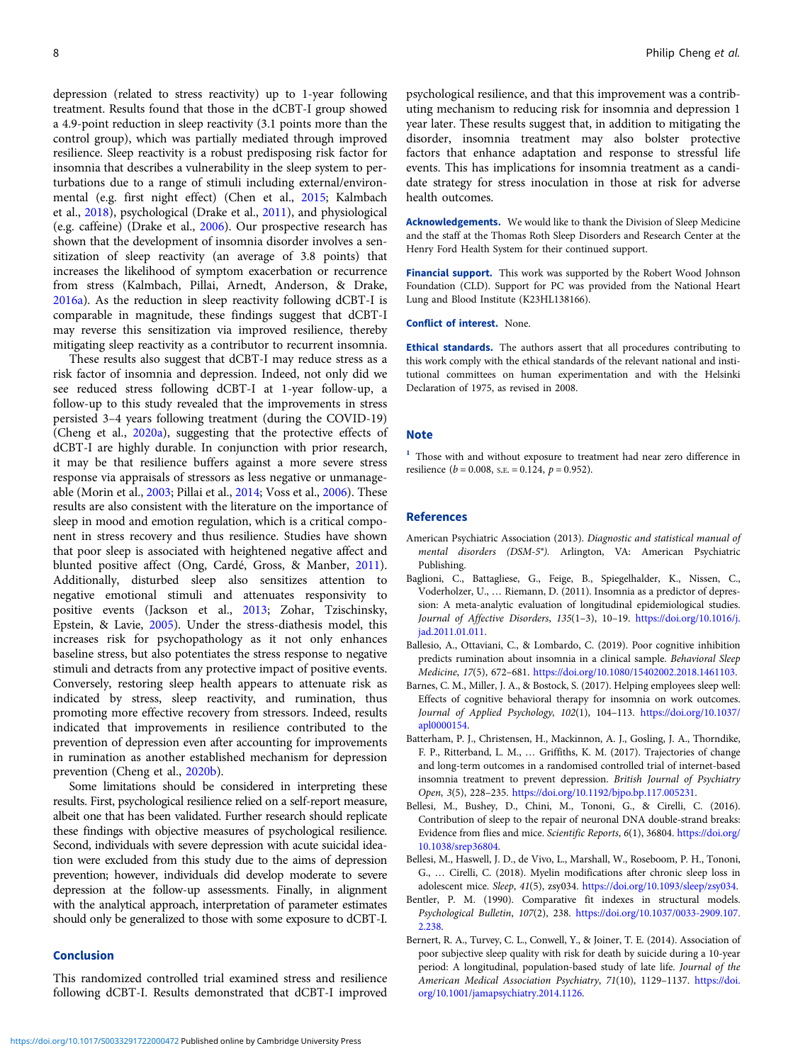depression (related to stress reactivity) up to 1-year following treatment. Results found that those in the dCBT-I group showed a 4.9-point reduction in sleep reactivity (3.1 points more than the control group), which was partially mediated through improved resilience. Sleep reactivity is a robust predisposing risk factor for insomnia that describes a vulnerability in the sleep system to perturbations due to a range of stimuli including external/environmental (e.g. first night effect) (Chen et al., 2015; Kalmbach et al., 2018), psychological (Drake et al., 2011), and physiological (e.g. caffeine) (Drake et al., 2006). Our prospective research has shown that the development of insomnia disorder involves a sensitization of sleep reactivity (an average of 3.8 points) that increases the likelihood of symptom exacerbation or recurrence from stress (Kalmbach, Pillai, Arnedt, Anderson, & Drake, 2016a). As the reduction in sleep reactivity following dCBT-I is comparable in magnitude, these findings suggest that dCBT-I may reverse this sensitization via improved resilience, thereby mitigating sleep reactivity as a contributor to recurrent insomnia.

These results also suggest that dCBT-I may reduce stress as a risk factor of insomnia and depression. Indeed, not only did we see reduced stress following dCBT-I at 1-year follow-up, a follow-up to this study revealed that the improvements in stress persisted 3–4 years following treatment (during the COVID-19) (Cheng et al., 2020a), suggesting that the protective effects of dCBT-I are highly durable. In conjunction with prior research, it may be that resilience buffers against a more severe stress response via appraisals of stressors as less negative or unmanageable (Morin et al., 2003; Pillai et al., 2014; Voss et al., 2006). These results are also consistent with the literature on the importance of sleep in mood and emotion regulation, which is a critical component in stress recovery and thus resilience. Studies have shown that poor sleep is associated with heightened negative affect and blunted positive affect (Ong, Cardé, Gross, & Manber, 2011). Additionally, disturbed sleep also sensitizes attention to negative emotional stimuli and attenuates responsivity to positive events (Jackson et al., 2013; Zohar, Tziischinsky, Epstein, & Lavie, 2005). Under the stress-diathesis model, this increases risk for psychopathology as it not only enhances baseline stress, but also potentiates the stress response to negative stimuli and detracts from any protective impact of positive events. Conversely, restoring sleep health appears to attenuate risk as indicated by stress, sleep reactivity, and rumination, thus promoting more effective recovery from stressors. Indeed, results indicated that improvements in resilience contributed to the prevention of depression even after accounting for improvements in rumination as another established mechanism for depression prevention (Cheng et al., 2020b).

Some limitations should be considered in interpreting these results. First, psychological resilience relied on a self-report measure, albeit one that has been validated. Further research should replicate these findings with objective measures of psychological resilience. Second, individuals with severe depression with acute suicidal ideation were excluded from this study due to the aims of depression prevention; however, individuals did develop moderate to severe depression at the follow-up assessments. Finally, in alignment with the analytical approach, interpretation of parameter estimates should only be generalized to those with some exposure to dCBT-I.

## Conclusion

This randomized controlled trial examined stress and resilience following dCBT-I. Results demonstrated that dCBT-I improved psychological resilience, and that this improvement was a contributing mechanism to reducing risk for insomnia and depression 1 year later. These results suggest that, in addition to mitigating the disorder, insomnia treatment may also bolster protective factors that enhance adaptation and response to stressful life events. This has implications for insomnia treatment as a candidate strategy for stress inoculation in those at risk for adverse health outcomes.

**Acknowledgements.** We would like to thank the Division of Sleep Medicine and the staff at the Thomas Roth Sleep Disorders and Research Center at the Henry Ford Health System for their continued support.

**Financial support.** This work was supported by the Robert Wood Johnson Foundation (CLD). Support for PC was provided from the National Heart Lung and Blood Institute (K23HL138166).

**Conflict of interest.** None.

**Ethical standards.** The authors assert that all procedures contributing to this work comply with the ethical standards of the relevant national and institutional committees on human experimentation and with the Helsinki Declaration of 1975, as revised in 2008.

## Note

[1] Those with and without exposure to treatment had near zero difference in resilience ($b = 0.008$, S.E. $= 0.124$, $p = 0.952$).

## References

American Psychiatric Association (2013). *Diagnostic and statistical manual of mental disorders (DSM-5®)*. Arlington, VA: American Psychiatric Publishing.

Baglioni, C., Battagliese, G., Feige, B., Spiegelhalder, K., Nissen, C., Voderholzer, U., … Riemann, D. (2011). Insomnia as a predictor of depression: A meta-analytic evaluation of longitudinal epidemiological studies. *Journal of Affective Disorders*, *135*(1–3), 10–19. https://doi.org/10.1016/j.jad.2011.01.011.

Ballesio, A., Ottaviani, C., & Lombardo, C. (2019). Poor cognitive inhibition predicts rumination about insomnia in a clinical sample. *Behavioral Sleep Medicine*, *17*(5), 672–681. https://doi.org/10.1080/15402002.2018.1461103.

Barnes, C. M., Miller, J. A., & Bostock, S. (2017). Helping employees sleep well: Effects of cognitive behavioral therapy for insomnia on work outcomes. *Journal of Applied Psychology*, *102*(1), 104–113. https://doi.org/10.1037/apl0000154.

Batterham, P. J., Christensen, H., Mackinnon, A. J., Gosling, J. A., Thorndike, F. P., Ritterband, L. M., … Griffiths, K. M. (2017). Trajectories of change and long-term outcomes in a randomised controlled trial of internet-based insomnia treatment to prevent depression. *British Journal of Psychiatry Open*, *3*(5), 228–235. https://doi.org/10.1192/bjpo.bp.117.005231.

Bellesi, M., Bushey, D., Chini, M., Tononi, G., & Cirelli, C. (2016). Contribution of sleep to the repair of neuronal DNA double-strand breaks: Evidence from flies and mice. *Scientific Reports*, *6*(1), 36804. https://doi.org/10.1038/srep36804.

Bellesi, M., Haswell, J. D., de Vivo, L., Marshall, W., Roseboom, P. H., Tononi, G., … Cirelli, C. (2018). Myelin modifications after chronic sleep loss in adolescent mice. *Sleep*, *41*(5), zsy034. https://doi.org/10.1093/sleep/zsy034.

Bentler, P. M. (1990). Comparative fit indexes in structural models. *Psychological Bulletin*, *107*(2), 238. https://doi.org/10.1037/0033-2909.107.2.238.

Bernert, R. A., Turvey, C. L., Conwell, Y., & Joiner, T. E. (2014). Association of poor subjective sleep quality with risk for death by suicide during a 10-year period: A longitudinal, population-based study of late life. *Journal of the American Medical Association Psychiatry*, *71*(10), 1129–1137. https://doi.org/10.1001/jamapsychiatry.2014.1126.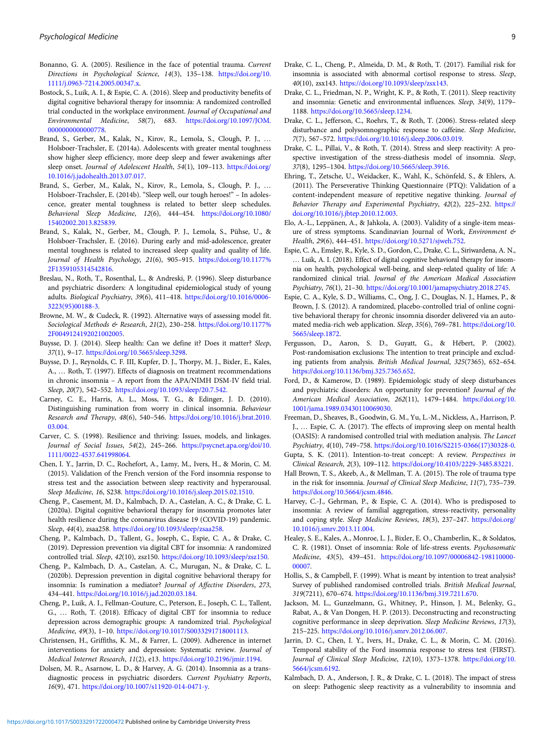Bonanno, G. A. (2005). Resilience in the face of potential trauma. *Current Directions in Psychological Science*, *14*(3), 135–138. https://doi.org/10.1111/j.0963-7214.2005.00347.x.

Bostock, S., Luik, A. I., & Espie, C. A. (2016). Sleep and productivity benefits of digital cognitive behavioral therapy for insomnia: A randomized controlled trial conducted in the workplace environment. *Journal of Occupational and Environmental Medicine*, *58*(7), 683. https://doi.org/10.1097/JOM.0000000000000778.

Brand, S., Gerber, M., Kalak, N., Kirov, R., Lemola, S., Clough, P. J., … Holsboer-Trachsler, E. (2014a). Adolescents with greater mental toughness show higher sleep efficiency, more deep sleep and fewer awakenings after sleep onset. *Journal of Adolescent Health*, *54*(1), 109–113. https://doi.org/10.1016/j.jadohealth.2013.07.017.

Brand, S., Gerber, M., Kalak, N., Kirov, R., Lemola, S., Clough, P. J., … Holsboer-Trachsler, E. (2014b). "Sleep well, our tough heroes!" – In adolescence, greater mental toughness is related to better sleep schedules. *Behavioral Sleep Medicine*, *12*(6), 444–454. https://doi.org/10.1080/15402002.2013.825839.

Brand, S., Kalak, N., Gerber, M., Clough, P. J., Lemola, S., Pühse, U., & Holsboer-Trachsler, E. (2016). During early and mid-adolescence, greater mental toughness is related to increased sleep quality and quality of life. *Journal of Health Psychology*, *21*(6), 905–915. https://doi.org/10.1177%2F1359105314542816.

Breslau, N., Roth, T., Rosenthal, L., & Andreski, P. (1996). Sleep disturbance and psychiatric disorders: A longitudinal epidemiological study of young adults. *Biological Psychiatry*, *39*(6), 411–418. https://doi.org/10.1016/0006-3223(95)00188-3.

Browne, M. W., & Cudeck, R. (1992). Alternative ways of assessing model fit. *Sociological Methods & Research*, *21*(2), 230–258. https://doi.org/10.1177%2F0049124192021002005.

Buysse, D. J. (2014). Sleep health: Can we define it? Does it matter? *Sleep*, *37*(1), 9–17. https://doi.org/10.5665/sleep.3298.

Buysse, D. J., Reynolds, C. F. III, Kupfer, D. J., Thorpy, M. J., Bixler, E., Kales, A., … Roth, T. (1997). Effects of diagnosis on treatment recommendations in chronic insomnia – A report from the APA/NIMH DSM-IV field trial. *Sleep*, *20*(7), 542–552. https://doi.org/10.1093/sleep/20.7.542.

Carney, C. E., Harris, A. L., Moss, T. G., & Edinger, J. D. (2010). Distinguishing rumination from worry in clinical insomnia. *Behaviour Research and Therapy*, *48*(6), 540–546. https://doi.org/10.1016/j.brat.2010.03.004.

Carver, C. S. (1998). Resilience and thriving: Issues, models, and linkages. *Journal of Social Issues*, *54*(2), 245–266. https://psycnet.apa.org/doi/10.1111/0022-4537.641998064.

Chen, I. Y., Jarrin, D. C., Rochefort, A., Lamy, M., Ivers, H., & Morin, C. M. (2015). Validation of the French version of the Ford insomnia response to stress test and the association between sleep reactivity and hyperarousal. *Sleep Medicine*, *16*, S238. https://doi.org/10.1016/j.sleep.2015.02.1510.

Cheng, P., Casement, M. D., Kalmbach, D. A., Castelan, A. C., & Drake, C. L. (2020a). Digital cognitive behavioral therapy for insomnia promotes later health resilience during the coronavirus disease 19 (COVID-19) pandemic. *Sleep*, *44*(4), zsaa258. https://doi.org/10.1093/sleep/zsaa258.

Cheng, P., Kalmbach, D., Tallent, G., Joseph, C., Espie, C. A., & Drake, C. (2019). Depression prevention via digital CBT for insomnia: A randomized controlled trial. *Sleep*, *42*(10), zsz150. https://doi.org/10.1093/sleep/zsz150.

Cheng, P., Kalmbach, D. A., Castelan, A. C., Murugan, N., & Drake, C. L. (2020b). Depression prevention in digital cognitive behavioral therapy for insomnia: Is rumination a mediator? *Journal of Affective Disorders*, *273*, 434–441. https://doi.org/10.1016/j.jad.2020.03.184.

Cheng, P., Luik, A. I., Fellman-Couture, C., Peterson, E., Joseph, C. L., Tallent, G., … Roth, T. (2018). Efficacy of digital CBT for insomnia to reduce depression across demographic groups: A randomized trial. *Psychological Medicine*, *49*(3), 1–10. https://doi.org/10.1017/S0033291718001113.

Christensen, H., Griffiths, K. M., & Farrer, L. (2009). Adherence in internet interventions for anxiety and depression: Systematic review. *Journal of Medical Internet Research*, *11*(2), e13. https://doi.org/10.2196/jmir.1194.

Dolsen, M. R., Asarnow, L. D., & Harvey, A. G. (2014). Insomnia as a transdiagnostic process in psychiatric disorders. *Current Psychiatry Reports*, *16*(9), 471. https://doi.org/10.1007/s11920-014-0471-y.

Drake, C. L., Cheng, P., Almeida, D. M., & Roth, T. (2017). Familial risk for insomnia is associated with abnormal cortisol response to stress. *Sleep*, *40*(10), zsx143. https://doi.org/10.1093/sleep/zsx143.

Drake, C. L., Friedman, N. P., Wright, K. P., & Roth, T. (2011). Sleep reactivity and insomnia: Genetic and environmental influences. *Sleep*, *34*(9), 1179–1188. https://doi.org/10.5665/sleep.1234.

Drake, C. L., Jefferson, C., Roehrs, T., & Roth, T. (2006). Stress-related sleep disturbance and polysomnographic response to caffeine. *Sleep Medicine*, *7*(7), 567–572. https://doi.org/10.1016/j.sleep.2006.03.019.

Drake, C. L., Pillai, V., & Roth, T. (2014). Stress and sleep reactivity: A prospective investigation of the stress-diathesis model of insomnia. *Sleep*, *37*(8), 1295–1304. https://doi.org/10.5665/sleep.3916.

Ehring, T., Zetsche, U., Weidacker, K., Wahl, K., Schönfeld, S., & Ehlers, A. (2011). The Perseverative Thinking Questionnaire (PTQ): Validation of a content-independent measure of repetitive negative thinking. *Journal of Behavior Therapy and Experimental Psychiatry*, *42*(2), 225–232. https://doi.org/10.1016/j.jbtep.2010.12.003.

Elo, A.-L., Leppänen, A., & Jahkola, A. (2003). Validity of a single-item measure of stress symptoms. Scandinavian Journal of Work, *Environment & Health*, *29*(6), 444–451. https://doi.org/10.5271/sjweh.752.

Espie, C. A., Emsley, R., Kyle, S. D., Gordon, C., Drake, C. L., Siriwardena, A. N., … Luik, A. I. (2018). Effect of digital cognitive behavioral therapy for insomnia on health, psychological well-being, and sleep-related quality of life: A randomized clinical trial. *Journal of the American Medical Association Psychiatry*, *76*(1), 21–30. https://doi.org/10.1001/jamapsychiatry.2018.2745.

Espie, C. A., Kyle, S. D., Williams, C., Ong, J. C., Douglas, N. J., Hames, P., & Brown, J. S. (2012). A randomized, placebo-controlled trial of online cognitive behavioral therapy for chronic insomnia disorder delivered via an automated media-rich web application. *Sleep*, *35*(6), 769–781. https://doi.org/10.5665/sleep.1872.

Fergusson, D., Aaron, S. D., Guyatt, G., & Hébert, P. (2002). Post-randomisation exclusions: The intention to treat principle and excluding patients from analysis. *British Medical Journal*, *325*(7365), 652–654. https://doi.org/10.1136/bmj.325.7365.652.

Ford, D., & Kamerow, D. (1989). Epidemiologic study of sleep disturbances and psychiatric disorders: An opportunity for prevention? *Journal of the American Medical Association*, *262*(11), 1479–1484. https://doi.org/10.1001/jama.1989.03430110069030.

Freeman, D., Sheaves, B., Goodwin, G. M., Yu, L.-M., Nickless, A., Harrison, P. J., … Espie, C. A. (2017). The effects of improving sleep on mental health (OASIS): A randomised controlled trial with mediation analysis. *The Lancet Psychiatry*, *4*(10), 749–758. https://doi.org/10.1016/S2215-0366(17)30328-0.

Gupta, S. K. (2011). Intention-to-treat concept: A review. *Perspectives in Clinical Research*, *2*(3), 109–112. https://doi.org/10.4103/2229-3485.83221.

Hall Brown, T. S., Akeeb, A., & Mellman, T. A. (2015). The role of trauma type in the risk for insomnia. *Journal of Clinical Sleep Medicine*, *11*(7), 735–739. https://doi.org/10.5664/jcsm.4846.

Harvey, C.-J., Gehrman, P., & Espie, C. A. (2014). Who is predisposed to insomnia: A review of familial aggregation, stress-reactivity, personality and coping style. *Sleep Medicine Reviews*, *18*(3), 237–247. https://doi.org/10.1016/j.smrv.2013.11.004.

Healey, S. E., Kales, A., Monroe, L. J., Bixler, E. O., Chamberlin, K., & Soldatos, C. R. (1981). Onset of insomnia: Role of life-stress events. *Psychosomatic Medicine*, *43*(5), 439–451. https://doi.org/10.1097/00006842-198110000-00007.

Hollis, S., & Campbell, F. (1999). What is meant by intention to treat analysis? Survey of published randomised controlled trials. *British Medical Journal*, *319*(7211), 670–674. https://doi.org/10.1136/bmj.319.7211.670.

Jackson, M. L., Gunzelmann, G., Whitney, P., Hinson, J. M., Belenky, G., Rabat, A., & Van Dongen, H. P. (2013). Deconstructing and reconstructing cognitive performance in sleep deprivation. *Sleep Medicine Reviews*, *17*(3), 215–225. https://doi.org/10.1016/j.smrv.2012.06.007.

Jarrin, D. C., Chen, I. Y., Ivers, H., Drake, C. L., & Morin, C. M. (2016). Temporal stability of the Ford insomnia response to stress test (FIRST). *Journal of Clinical Sleep Medicine*, *12*(10), 1373–1378. https://doi.org/10.5664/jcsm.6192.

Kalmbach, D. A., Anderson, J. R., & Drake, C. L. (2018). The impact of stress on sleep: Pathogenic sleep reactivity as a vulnerability to insomnia and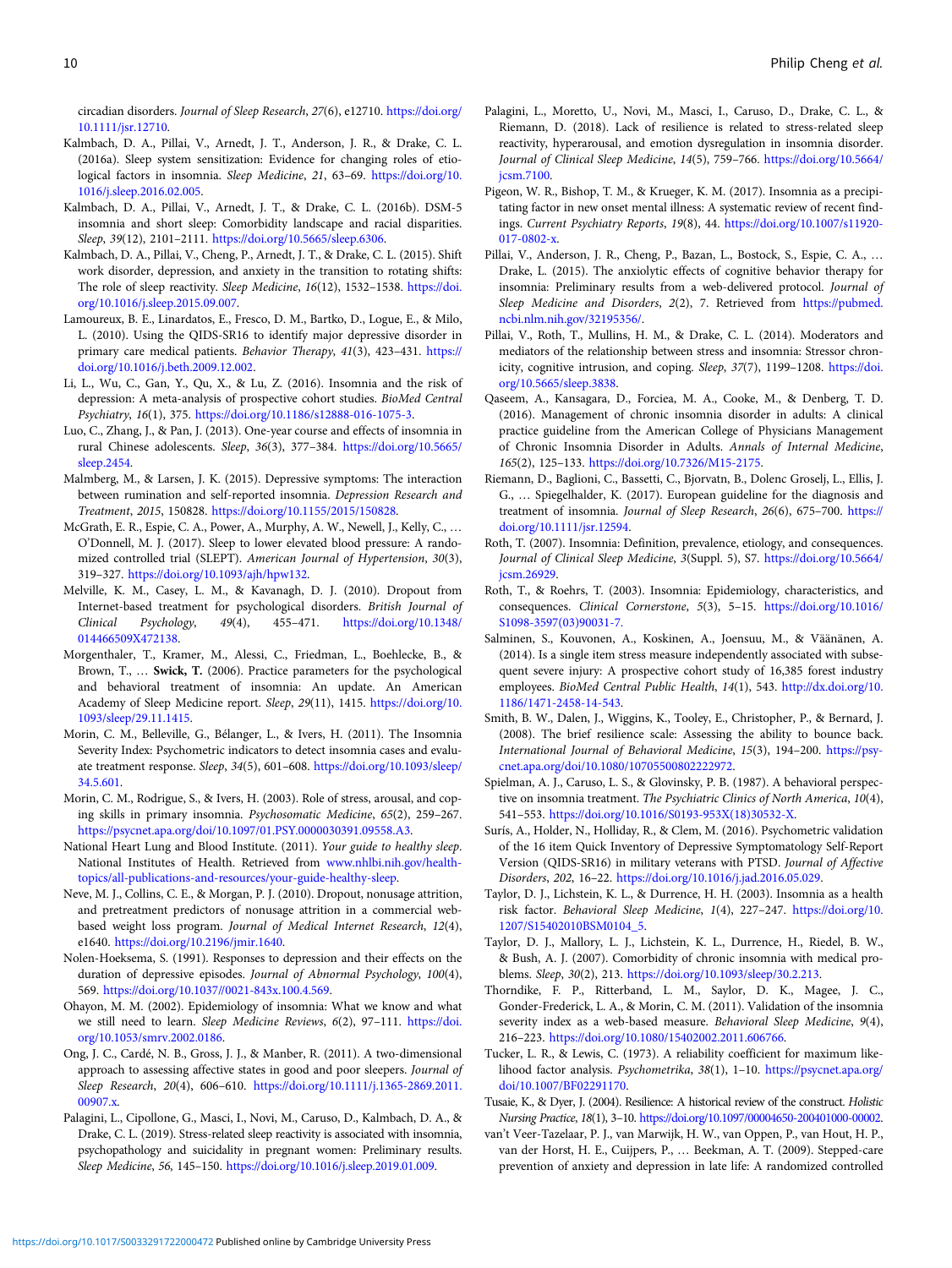circadian disorders. *Journal of Sleep Research*, *27*(6), e12710. https://doi.org/10.1111/jsr.12710.

Kalmbach, D. A., Pillai, V., Arnedt, J. T., Anderson, J. R., & Drake, C. L. (2016a). Sleep system sensitization: Evidence for changing roles of etiological factors in insomnia. *Sleep Medicine*, *21*, 63–69. https://doi.org/10.1016/j.sleep.2016.02.005.

Kalmbach, D. A., Pillai, V., Arnedt, J. T., & Drake, C. L. (2016b). DSM-5 insomnia and short sleep: Comorbidity landscape and racial disparities. *Sleep*, *39*(12), 2101–2111. https://doi.org/10.5665/sleep.6306.

Kalmbach, D. A., Pillai, V., Cheng, P., Arnedt, J. T., & Drake, C. L. (2015). Shift work disorder, depression, and anxiety in the transition to rotating shifts: The role of sleep reactivity. *Sleep Medicine*, *16*(12), 1532–1538. https://doi.org/10.1016/j.sleep.2015.09.007.

Lamoureux, B. E., Linardatos, E., Fresco, D. M., Bartko, D., Logue, E., & Milo, L. (2010). Using the QIDS-SR16 to identify major depressive disorder in primary care medical patients. *Behavior Therapy*, *41*(3), 423–431. https://doi.org/10.1016/j.beth.2009.12.002.

Li, L., Wu, C., Gan, Y., Qu, X., & Lu, Z. (2016). Insomnia and the risk of depression: A meta-analysis of prospective cohort studies. *BioMed Central Psychiatry*, *16*(1), 375. https://doi.org/10.1186/s12888-016-1075-3.

Luo, C., Zhang, J., & Pan, J. (2013). One-year course and effects of insomnia in rural Chinese adolescents. *Sleep*, *36*(3), 377–384. https://doi.org/10.5665/sleep.2454.

Malmberg, M., & Larsen, J. K. (2015). Depressive symptoms: The interaction between rumination and self-reported insomnia. *Depression Research and Treatment*, *2015*, 150828. https://doi.org/10.1155/2015/150828.

McGrath, E. R., Espie, C. A., Power, A., Murphy, A. W., Newell, J., Kelly, C., … O'Donnell, M. J. (2017). Sleep to lower elevated blood pressure: A randomized controlled trial (SLEPT). *American Journal of Hypertension*, *30*(3), 319–327. https://doi.org/10.1093/ajh/hpw132.

Melville, K. M., Casey, L. M., & Kavanagh, D. J. (2010). Dropout from Internet-based treatment for psychological disorders. *British Journal of Clinical Psychology*, *49*(4), 455–471. https://doi.org/10.1348/014466509X472138.

Morgenthaler, T., Kramer, M., Alessi, C., Friedman, L., Boehlecke, B., & Brown, T., … **Swick, T.** (2006). Practice parameters for the psychological and behavioral treatment of insomnia: An update. An American Academy of Sleep Medicine report. *Sleep*, *29*(11), 1415. https://doi.org/10.1093/sleep/29.11.1415.

Morin, C. M., Belleville, G., Bélanger, L., & Ivers, H. (2011). The Insomnia Severity Index: Psychometric indicators to detect insomnia cases and evaluate treatment response. *Sleep*, *34*(5), 601–608. https://doi.org/10.1093/sleep/34.5.601.

Morin, C. M., Rodrigue, S., & Ivers, H. (2003). Role of stress, arousal, and coping skills in primary insomnia. *Psychosomatic Medicine*, *65*(2), 259–267. https://psycnet.apa.org/doi/10.1097/01.PSY.0000030391.09558.A3.

National Heart Lung and Blood Institute. (2011). *Your guide to healthy sleep*. National Institutes of Health. Retrieved from www.nhlbi.nih.gov/health-topics/all-publications-and-resources/your-guide-healthy-sleep.

Neve, M. J., Collins, C. E., & Morgan, P. J. (2010). Dropout, nonusage attrition, and pretreatment predictors of nonusage attrition in a commercial web-based weight loss program. *Journal of Medical Internet Research*, *12*(4), e1640. https://doi.org/10.2196/jmir.1640.

Nolen-Hoeksema, S. (1991). Responses to depression and their effects on the duration of depressive episodes. *Journal of Abnormal Psychology*, *100*(4), 569. https://doi.org/10.1037//0021-843x.100.4.569.

Ohayon, M. M. (2002). Epidemiology of insomnia: What we know and what we still need to learn. *Sleep Medicine Reviews*, *6*(2), 97–111. https://doi.org/10.1053/smrv.2002.0186.

Ong, J. C., Cardé, N. B., Gross, J. J., & Manber, R. (2011). A two-dimensional approach to assessing affective states in good and poor sleepers. *Journal of Sleep Research*, *20*(4), 606–610. https://doi.org/10.1111/j.1365-2869.2011.00907.x.

Palagini, L., Cipollone, G., Masci, I., Novi, M., Caruso, D., Kalmbach, D. A., & Drake, C. L. (2019). Stress-related sleep reactivity is associated with insomnia, psychopathology and suicidality in pregnant women: Preliminary results. *Sleep Medicine*, *56*, 145–150. https://doi.org/10.1016/j.sleep.2019.01.009.

Palagini, L., Moretto, U., Novi, M., Masci, I., Caruso, D., Drake, C. L., & Riemann, D. (2018). Lack of resilience is related to stress-related sleep reactivity, hyperarousal, and emotion dysregulation in insomnia disorder. *Journal of Clinical Sleep Medicine*, *14*(5), 759–766. https://doi.org/10.5664/jcsm.7100.

Pigeon, W. R., Bishop, T. M., & Krueger, K. M. (2017). Insomnia as a precipitating factor in new onset mental illness: A systematic review of recent findings. *Current Psychiatry Reports*, *19*(8), 44. https://doi.org/10.1007/s11920-017-0802-x.

Pillai, V., Anderson, J. R., Cheng, P., Bazan, L., Bostock, S., Espie, C. A., … Drake, L. (2015). The anxiolytic effects of cognitive behavior therapy for insomnia: Preliminary results from a web-delivered protocol. *Journal of Sleep Medicine and Disorders*, *2*(2), 7. Retrieved from https://pubmed.ncbi.nlm.nih.gov/32195356/.

Pillai, V., Roth, T., Mullins, H. M., & Drake, C. L. (2014). Moderators and mediators of the relationship between stress and insomnia: Stressor chronicity, cognitive intrusion, and coping. *Sleep*, *37*(7), 1199–1208. https://doi.org/10.5665/sleep.3838.

Qaseem, A., Kansagara, D., Forciea, M. A., Cooke, M., & Denberg, T. D. (2016). Management of chronic insomnia disorder in adults: A clinical practice guideline from the American College of Physicians Management of Chronic Insomnia Disorder in Adults. *Annals of Internal Medicine*, *165*(2), 125–133. https://doi.org/10.7326/M15-2175.

Riemann, D., Baglioni, C., Bassetti, C., Bjorvatn, B., Dolenc Groselj, L., Ellis, J. G., … Spiegelhalder, K. (2017). European guideline for the diagnosis and treatment of insomnia. *Journal of Sleep Research*, *26*(6), 675–700. https://doi.org/10.1111/jsr.12594.

Roth, T. (2007). Insomnia: Definition, prevalence, etiology, and consequences. *Journal of Clinical Sleep Medicine*, *3*(Suppl. 5), S7. https://doi.org/10.5664/jcsm.26929.

Roth, T., & Roehrs, T. (2003). Insomnia: Epidemiology, characteristics, and consequences. *Clinical Cornerstone*, *5*(3), 5–15. https://doi.org/10.1016/S1098-3597(03)90031-7.

Salminen, S., Kouvonen, A., Koskinen, A., Joensuu, M., & Väänänen, A. (2014). Is a single item stress measure independently associated with subsequent severe injury: A prospective cohort study of 16,385 forest industry employees. *BioMed Central Public Health*, *14*(1), 543. http://dx.doi.org/10.1186/1471-2458-14-543.

Smith, B. W., Dalen, J., Wiggins, K., Tooley, E., Christopher, P., & Bernard, J. (2008). The brief resilience scale: Assessing the ability to bounce back. *International Journal of Behavioral Medicine*, *15*(3), 194–200. https://psycnet.apa.org/doi/10.1080/10705500802222972.

Spielman, A. J., Caruso, L. S., & Glovinsky, P. B. (1987). A behavioral perspective on insomnia treatment. *The Psychiatric Clinics of North America*, *10*(4), 541–553. https://doi.org/10.1016/S0193-953X(18)30532-X.

Surís, A., Holder, N., Holliday, R., & Clem, M. (2016). Psychometric validation of the 16 item Quick Inventory of Depressive Symptomatology Self-Report Version (QIDS-SR16) in military veterans with PTSD. *Journal of Affective Disorders*, *202*, 16–22. https://doi.org/10.1016/j.jad.2016.05.029.

Taylor, D. J., Lichstein, K. L., & Durrence, H. H. (2003). Insomnia as a health risk factor. *Behavioral Sleep Medicine*, *1*(4), 227–247. https://doi.org/10.1207/S15402010BSM0104_5.

Taylor, D. J., Mallory, L. J., Lichstein, K. L., Durrence, H., Riedel, B. W., & Bush, A. J. (2007). Comorbidity of chronic insomnia with medical problems. *Sleep*, *30*(2), 213. https://doi.org/10.1093/sleep/30.2.213.

Thorndike, F. P., Ritterband, L. M., Saylor, D. K., Magee, J. C., Gonder-Frederick, L. A., & Morin, C. M. (2011). Validation of the insomnia severity index as a web-based measure. *Behavioral Sleep Medicine*, *9*(4), 216–223. https://doi.org/10.1080/15402002.2011.606766.

Tucker, L. R., & Lewis, C. (1973). A reliability coefficient for maximum likelihood factor analysis. *Psychometrika*, *38*(1), 1–10. https://psycnet.apa.org/doi/10.1007/BF02291170.

Tusaie, K., & Dyer, J. (2004). Resilience: A historical review of the construct. *Holistic Nursing Practice*, *18*(1), 3–10. https://doi.org/10.1097/00004650-200401000-00002.

van't Veer-Tazelaar, P. J., van Marwijk, H. W., van Oppen, P., van Hout, H. P., van der Horst, H. E., Cuijpers, P., … Beekman, A. T. (2009). Stepped-care prevention of anxiety and depression in late life: A randomized controlled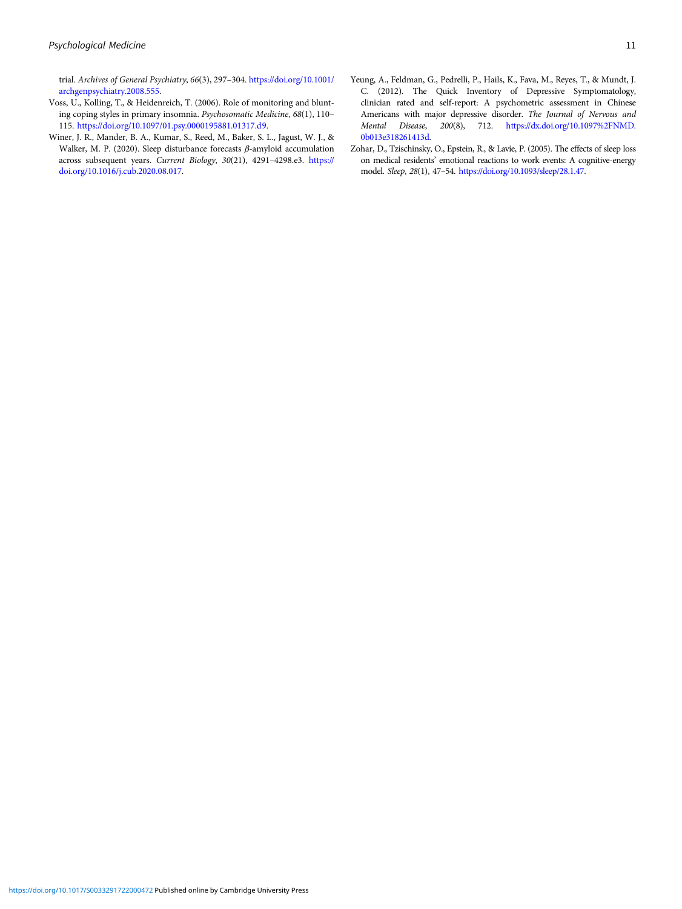trial. *Archives of General Psychiatry*, *66*(3), 297–304. https://doi.org/10.1001/archgenpsychiatry.2008.555.

Voss, U., Kolling, T., & Heidenreich, T. (2006). Role of monitoring and blunting coping styles in primary insomnia. *Psychosomatic Medicine*, *68*(1), 110–115. https://doi.org/10.1097/01.psy.0000195881.01317.d9.

Winer, J. R., Mander, B. A., Kumar, S., Reed, M., Baker, S. L., Jagust, W. J., & Walker, M. P. (2020). Sleep disturbance forecasts $\beta$-amyloid accumulation across subsequent years. *Current Biology*, *30*(21), 4291–4298.e3. https://doi.org/10.1016/j.cub.2020.08.017.

Yeung, A., Feldman, G., Pedrelli, P., Hails, K., Fava, M., Reyes, T., & Mundt, J. C. (2012). The Quick Inventory of Depressive Symptomatology, clinician rated and self-report: A psychometric assessment in Chinese Americans with major depressive disorder. *The Journal of Nervous and Mental Disease*, *200*(8), 712. https://dx.doi.org/10.1097%2FNMD.0b013e318261413d.

Zohar, D., Tzischinsky, O., Epstein, R., & Lavie, P. (2005). The effects of sleep loss on medical residents' emotional reactions to work events: A cognitive-energy model. *Sleep*, *28*(1), 47–54. https://doi.org/10.1093/sleep/28.1.47.